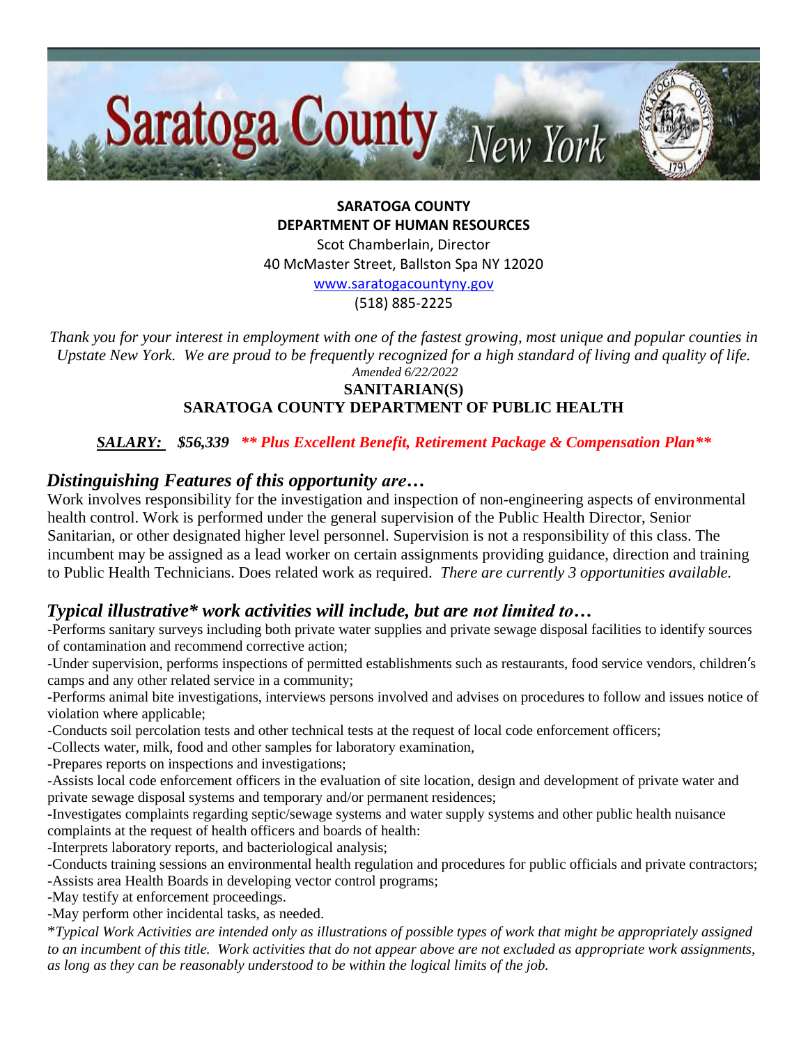**SARATOGA COUNTY**
**DEPARTMENT OF HUMAN RESOURCES**
Scot Chamberlain, Director
40 McMaster Street, Ballston Spa NY 12020
www.saratogacountyny.gov
(518) 885-2225

*Thank you for your interest in employment with one of the fastest growing, most unique and popular counties in Upstate New York. We are proud to be frequently recognized for a high standard of living and quality of life.*

*Amended 6/22/2022*

# SANITARIAN(S)
## SARATOGA COUNTY DEPARTMENT OF PUBLIC HEALTH

***SALARY:*** ***$56,339*** ***\*\* Plus Excellent Benefit, Retirement Package & Compensation Plan\*\****

## *Distinguishing Features of this opportunity are…*

Work involves responsibility for the investigation and inspection of non-engineering aspects of environmental health control. Work is performed under the general supervision of the Public Health Director, Senior Sanitarian, or other designated higher level personnel. Supervision is not a responsibility of this class. The incumbent may be assigned as a lead worker on certain assignments providing guidance, direction and training to Public Health Technicians. Does related work as required. *There are currently 3 opportunities available.*

## *Typical illustrative\* work activities will include, but are not limited to…*

-Performs sanitary surveys including both private water supplies and private sewage disposal facilities to identify sources of contamination and recommend corrective action;
-Under supervision, performs inspections of permitted establishments such as restaurants, food service vendors, children's camps and any other related service in a community;
-Performs animal bite investigations, interviews persons involved and advises on procedures to follow and issues notice of violation where applicable;
-Conducts soil percolation tests and other technical tests at the request of local code enforcement officers;
-Collects water, milk, food and other samples for laboratory examination,
-Prepares reports on inspections and investigations;
-Assists local code enforcement officers in the evaluation of site location, design and development of private water and private sewage disposal systems and temporary and/or permanent residences;
-Investigates complaints regarding septic/sewage systems and water supply systems and other public health nuisance complaints at the request of health officers and boards of health:
-Interprets laboratory reports, and bacteriological analysis;
-Conducts training sessions an environmental health regulation and procedures for public officials and private contractors;
-Assists area Health Boards in developing vector control programs;
-May testify at enforcement proceedings.
-May perform other incidental tasks, as needed.

\**Typical Work Activities are intended only as illustrations of possible types of work that might be appropriately assigned to an incumbent of this title. Work activities that do not appear above are not excluded as appropriate work assignments, as long as they can be reasonably understood to be within the logical limits of the job.*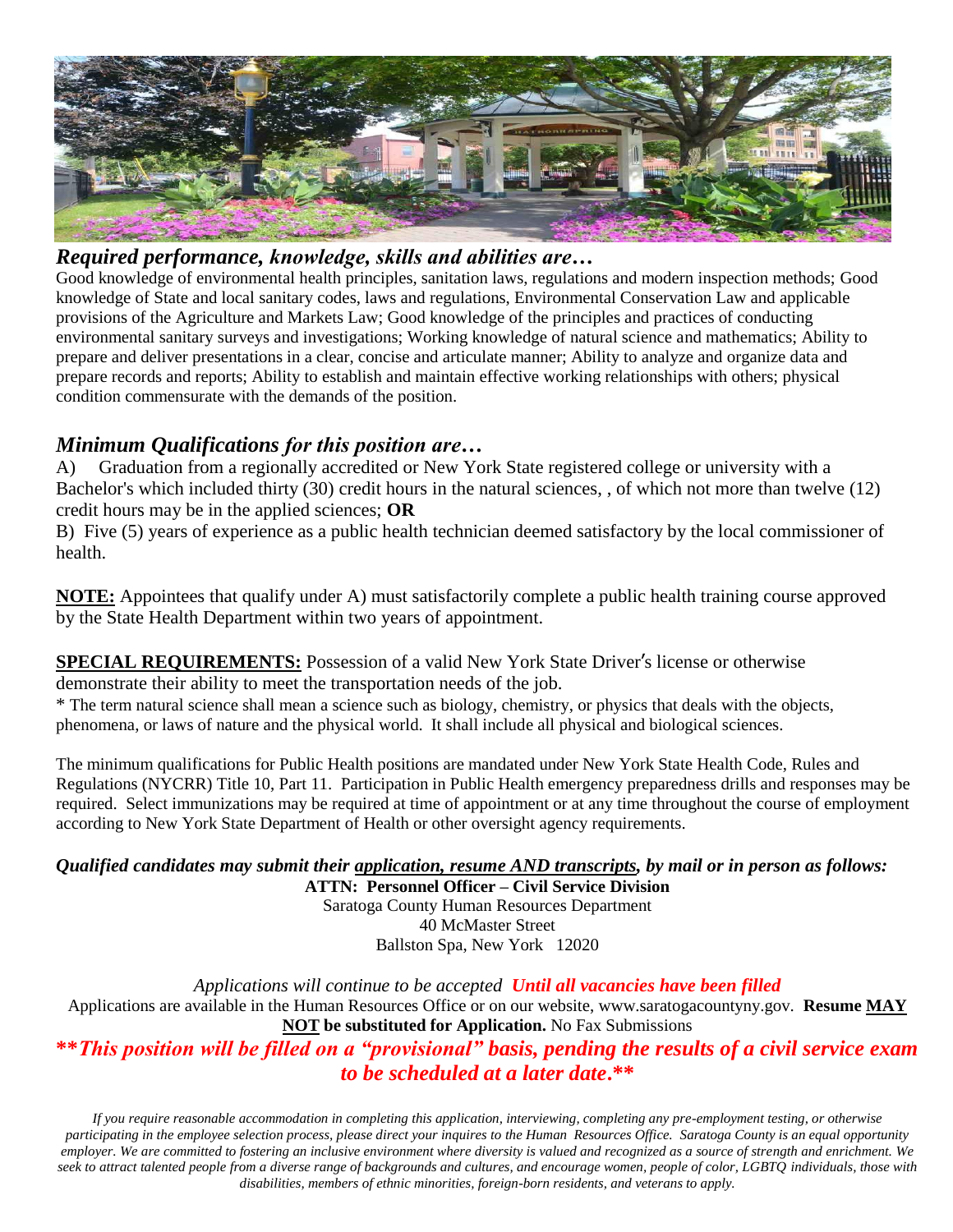## *Required performance, knowledge, skills and abilities are…*

Good knowledge of environmental health principles, sanitation laws, regulations and modern inspection methods; Good knowledge of State and local sanitary codes, laws and regulations, Environmental Conservation Law and applicable provisions of the Agriculture and Markets Law; Good knowledge of the principles and practices of conducting environmental sanitary surveys and investigations; Working knowledge of natural science and mathematics; Ability to prepare and deliver presentations in a clear, concise and articulate manner; Ability to analyze and organize data and prepare records and reports; Ability to establish and maintain effective working relationships with others; physical condition commensurate with the demands of the position.

## *Minimum Qualifications for this position are…*

A) Graduation from a regionally accredited or New York State registered college or university with a Bachelor's which included thirty (30) credit hours in the natural sciences, , of which not more than twelve (12) credit hours may be in the applied sciences; **OR**

B) Five (5) years of experience as a public health technician deemed satisfactory by the local commissioner of health.

**NOTE:** Appointees that qualify under A) must satisfactorily complete a public health training course approved by the State Health Department within two years of appointment.

**SPECIAL REQUIREMENTS:** Possession of a valid New York State Driver's license or otherwise demonstrate their ability to meet the transportation needs of the job.

* The term natural science shall mean a science such as biology, chemistry, or physics that deals with the objects, phenomena, or laws of nature and the physical world. It shall include all physical and biological sciences.

The minimum qualifications for Public Health positions are mandated under New York State Health Code, Rules and Regulations (NYCRR) Title 10, Part 11. Participation in Public Health emergency preparedness drills and responses may be required. Select immunizations may be required at time of appointment or at any time throughout the course of employment according to New York State Department of Health or other oversight agency requirements.

***Qualified candidates may submit their application, resume AND transcripts, by mail or in person as follows:***

**ATTN: Personnel Officer – Civil Service Division**
Saratoga County Human Resources Department
40 McMaster Street
Ballston Spa, New York 12020

*Applications will continue to be accepted* ***Until all vacancies have been filled***

Applications are available in the Human Resources Office or on our website, www.saratogacountyny.gov. **Resume MAY NOT be substituted for Application.** No Fax Submissions

***\*\*This position will be filled on a "provisional" basis, pending the results of a civil service exam to be scheduled at a later date.\*\****

*If you require reasonable accommodation in completing this application, interviewing, completing any pre-employment testing, or otherwise participating in the employee selection process, please direct your inquires to the Human Resources Office. Saratoga County is an equal opportunity employer. We are committed to fostering an inclusive environment where diversity is valued and recognized as a source of strength and enrichment. We seek to attract talented people from a diverse range of backgrounds and cultures, and encourage women, people of color, LGBTQ individuals, those with disabilities, members of ethnic minorities, foreign-born residents, and veterans to apply.*